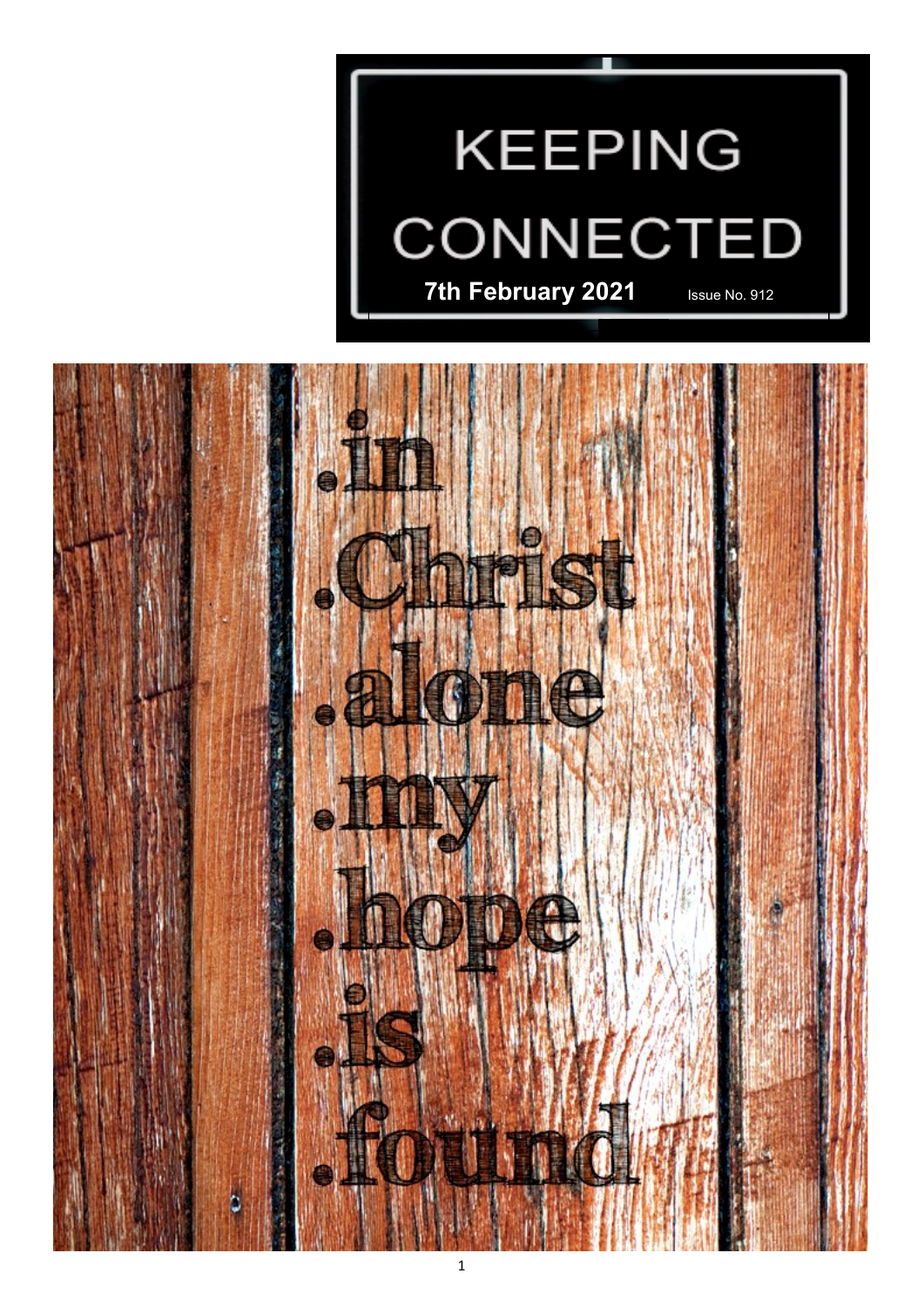# KEEPING CONNECTED

**7th February 2021** Issue No. 912

.in
.Christ
.alone
.my
.hope
.is
.found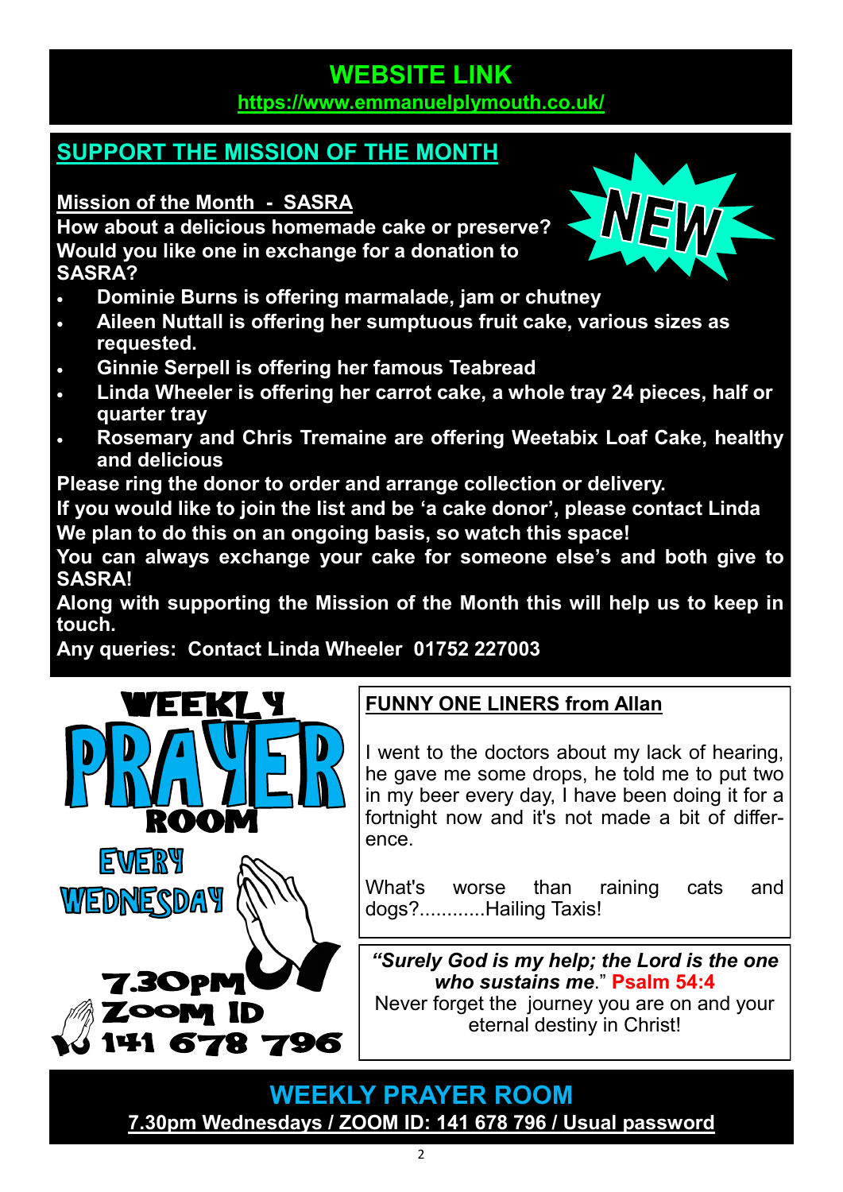## WEBSITE LINK

https://www.emmanuelplymouth.co.uk/

## SUPPORT THE MISSION OF THE MONTH

**Mission of the Month - SASRA**

**How about a delicious homemade cake or preserve? Would you like one in exchange for a donation to SASRA?**

NEW

- **Dominie Burns is offering marmalade, jam or chutney**
- **Aileen Nuttall is offering her sumptuous fruit cake, various sizes as requested.**
- **Ginnie Serpell is offering her famous Teabread**
- **Linda Wheeler is offering her carrot cake, a whole tray 24 pieces, half or quarter tray**
- **Rosemary and Chris Tremaine are offering Weetabix Loaf Cake, healthy and delicious**

**Please ring the donor to order and arrange collection or delivery.**

**If you would like to join the list and be 'a cake donor', please contact Linda**

**We plan to do this on an ongoing basis, so watch this space!**

**You can always exchange your cake for someone else's and both give to SASRA!**

**Along with supporting the Mission of the Month this will help us to keep in touch.**

**Any queries: Contact Linda Wheeler 01752 227003**

WEEKLY PRAYER ROOM

EVERY WEDNESDAY

7.30PM

ZOOM ID

141 678 796

### FUNNY ONE LINERS from Allan

I went to the doctors about my lack of hearing, he gave me some drops, he told me to put two in my beer every day, I have been doing it for a fortnight now and it's not made a bit of difference.

What's worse than raining cats and dogs?............Hailing Taxis!

***"Surely God is my help; the Lord is the one who sustains me."*** **Psalm 54:4**

Never forget the journey you are on and your eternal destiny in Christ!

## WEEKLY PRAYER ROOM

**7.30pm Wednesdays / ZOOM ID: 141 678 796 / Usual password**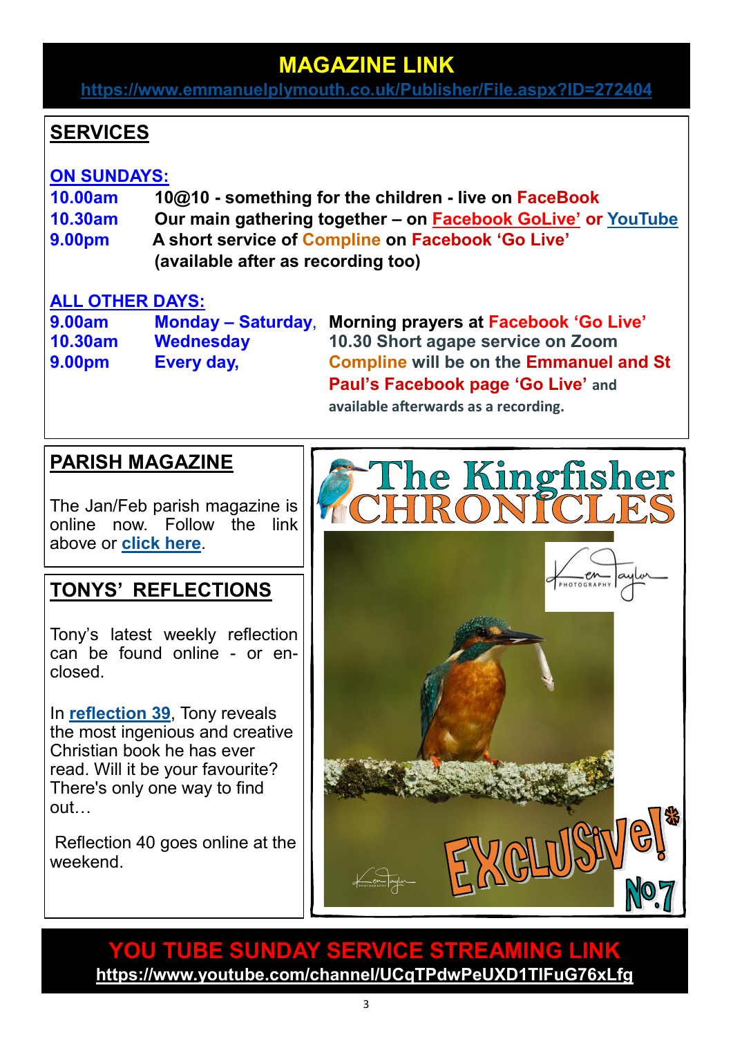## MAGAZINE LINK

https://www.emmanuelplymouth.co.uk/Publisher/File.aspx?ID=272404

## SERVICES

**ON SUNDAYS:**

**10.00am** 10@10 - something for the children - live on FaceBook

**10.30am** Our main gathering together – on Facebook GoLive' or YouTube

**9.00pm** A short service of Compline on Facebook 'Go Live' (available after as recording too)

**ALL OTHER DAYS:**

| | | |
|---|---|---|
| **9.00am** | **Monday – Saturday**, | **Morning prayers at Facebook 'Go Live'** |
| **10.30am** | **Wednesday** | **10.30 Short agape service on Zoom** |
| **9.00pm** | **Every day,** | **Compline will be on the Emmanuel and St Paul's Facebook page 'Go Live'** and available afterwards as a recording. |

## PARISH MAGAZINE

The Jan/Feb parish magazine is online now. Follow the link above or click here.

## TONYS' REFLECTIONS

Tony's latest weekly reflection can be found online - or enclosed.

In reflection 39, Tony reveals the most ingenious and creative Christian book he has ever read. Will it be your favourite? There's only one way to find out…

Reflection 40 goes online at the weekend.

The Kingfisher CHRONICLES

Ken Taylor PHOTOGRAPHY

EXCLUSIVE!* No7

## YOU TUBE SUNDAY SERVICE STREAMING LINK

https://www.youtube.com/channel/UCqTPdwPeUXD1TIFuG76xLfg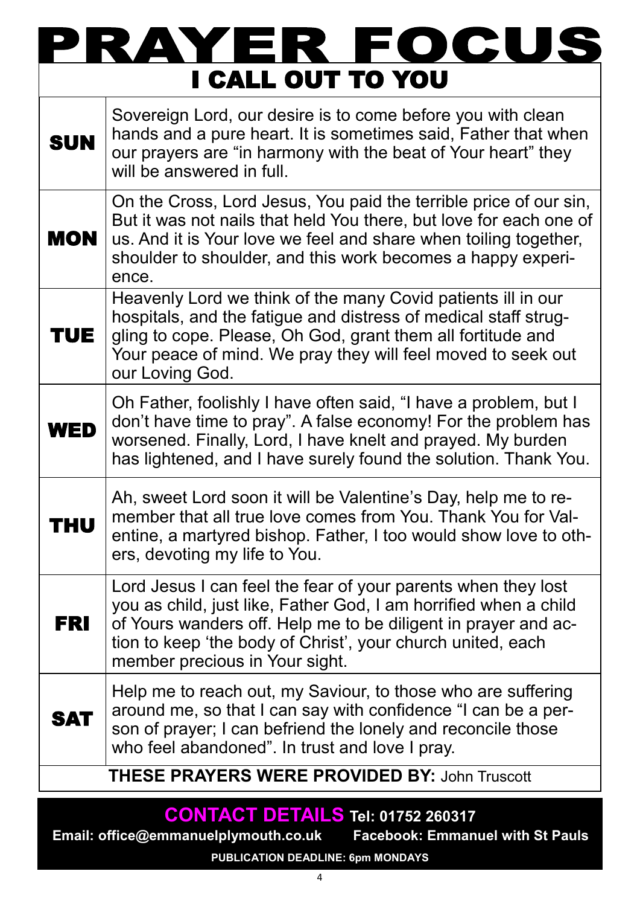# PRAYER FOCUS

## I CALL OUT TO YOU

| | |
|---|---|
| **SUN** | Sovereign Lord, our desire is to come before you with clean hands and a pure heart. It is sometimes said, Father that when our prayers are "in harmony with the beat of Your heart" they will be answered in full. |
| **MON** | On the Cross, Lord Jesus, You paid the terrible price of our sin, But it was not nails that held You there, but love for each one of us. And it is Your love we feel and share when toiling together, shoulder to shoulder, and this work becomes a happy experience. |
| **TUE** | Heavenly Lord we think of the many Covid patients ill in our hospitals, and the fatigue and distress of medical staff struggling to cope. Please, Oh God, grant them all fortitude and Your peace of mind. We pray they will feel moved to seek out our Loving God. |
| **WED** | Oh Father, foolishly I have often said, "I have a problem, but I don't have time to pray". A false economy! For the problem has worsened. Finally, Lord, I have knelt and prayed. My burden has lightened, and I have surely found the solution. Thank You. |
| **THU** | Ah, sweet Lord soon it will be Valentine's Day, help me to remember that all true love comes from You. Thank You for Valentine, a martyred bishop. Father, I too would show love to others, devoting my life to You. |
| **FRI** | Lord Jesus I can feel the fear of your parents when they lost you as child, just like, Father God, I am horrified when a child of Yours wanders off. Help me to be diligent in prayer and action to keep 'the body of Christ', your church united, each member precious in Your sight. |
| **SAT** | Help me to reach out, my Saviour, to those who are suffering around me, so that I can say with confidence "I can be a person of prayer; I can befriend the lonely and reconcile those who feel abandoned". In trust and love I pray. |

**THESE PRAYERS WERE PROVIDED BY:** John Truscott

**CONTACT DETAILS** **Tel: 01752 260317**

**Email: office@emmanuelplymouth.co.uk** **Facebook: Emmanuel with St Pauls**

**PUBLICATION DEADLINE: 6pm MONDAYS**